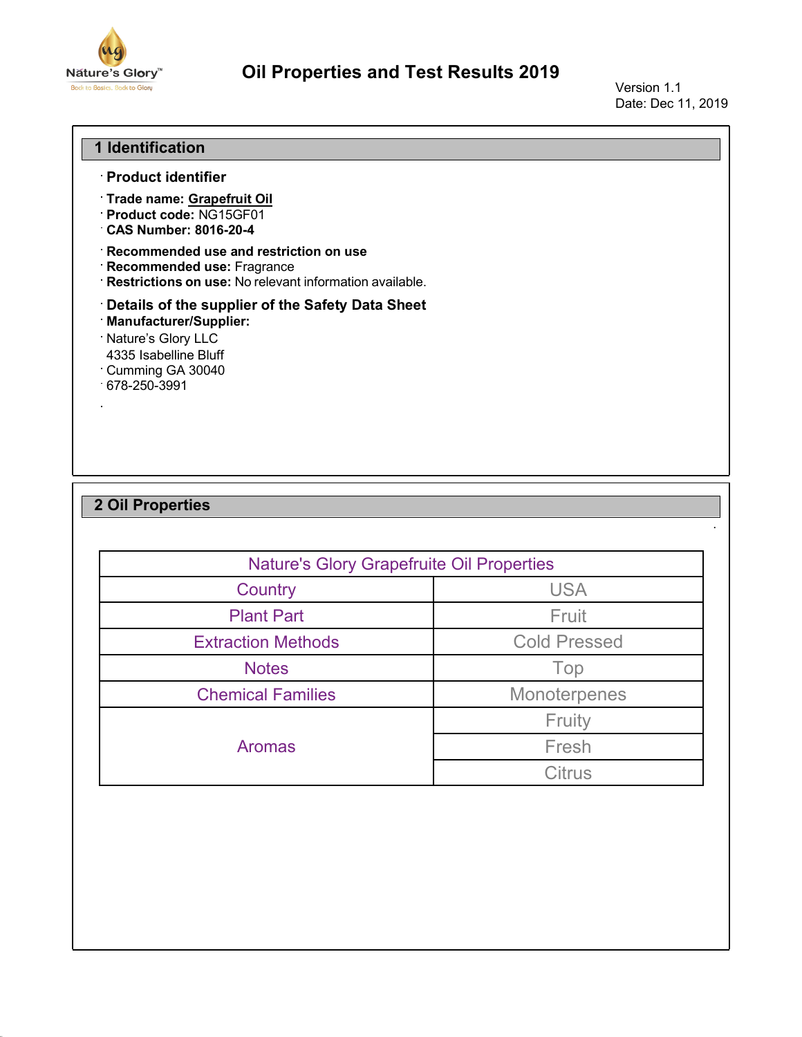# Oil Properties and Test Results 2019

Version 1.1
Date: Dec 11, 2019

## 1 Identification

· **Product identifier**

· **Trade name: Grapefruit Oil**
· **Product code:** NG15GF01
· **CAS Number: 8016-20-4**

· **Recommended use and restriction on use**
· **Recommended use:** Fragrance
· **Restrictions on use:** No relevant information available.

· **Details of the supplier of the Safety Data Sheet**
· **Manufacturer/Supplier:**
· Nature's Glory LLC
4335 Isabelline Bluff
· Cumming GA 30040
· 678-250-3991

## 2 Oil Properties

| Nature's Glory Grapefruite Oil Properties | |
|---|---|
| Country | USA |
| Plant Part | Fruit |
| Extraction Methods | Cold Pressed |
| Notes | Top |
| Chemical Families | Monoterpenes |
| Aromas | Fruity |
| | Fresh |
| | Citrus |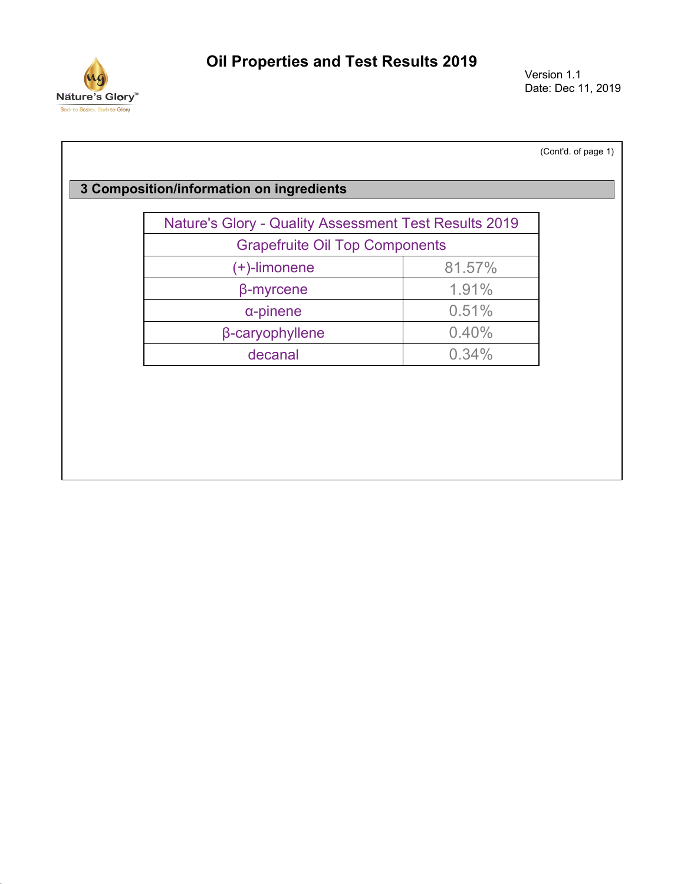(Cont'd. of page 1)

## 3 Composition/information on ingredients

| Nature's Glory - Quality Assessment Test Results 2019 | |
|---|---|
| Grapefruite Oil Top Components | |
| (+)-limonene | 81.57% |
| β-myrcene | 1.91% |
| α-pinene | 0.51% |
| β-caryophyllene | 0.40% |
| decanal | 0.34% |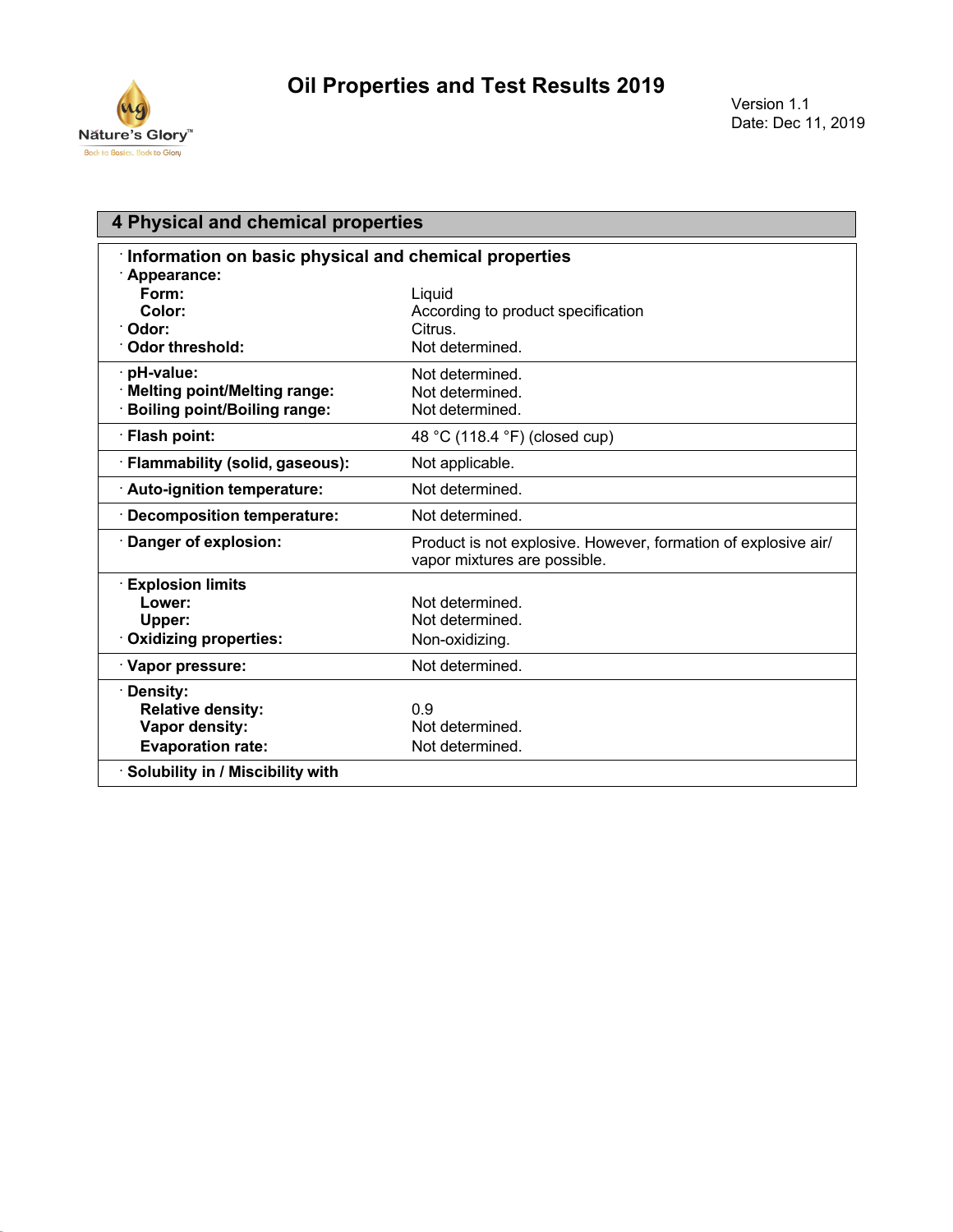# 4 Physical and chemical properties

| Property | Value |
|---|---|
| **Information on basic physical and chemical properties** | |
| **Appearance:** | |
| **Form:** | Liquid |
| **Color:** | According to product specification |
| **Odor:** | Citrus. |
| **Odor threshold:** | Not determined. |
| **pH-value:** | Not determined. |
| **Melting point/Melting range:** | Not determined. |
| **Boiling point/Boiling range:** | Not determined. |
| **Flash point:** | 48 °C (118.4 °F) (closed cup) |
| **Flammability (solid, gaseous):** | Not applicable. |
| **Auto-ignition temperature:** | Not determined. |
| **Decomposition temperature:** | Not determined. |
| **Danger of explosion:** | Product is not explosive. However, formation of explosive air/ vapor mixtures are possible. |
| **Explosion limits** | |
| **Lower:** | Not determined. |
| **Upper:** | Not determined. |
| **Oxidizing properties:** | Non-oxidizing. |
| **Vapor pressure:** | Not determined. |
| **Density:** | |
| **Relative density:** | 0.9 |
| **Vapor density:** | Not determined. |
| **Evaporation rate:** | Not determined. |
| **Solubility in / Miscibility with** | |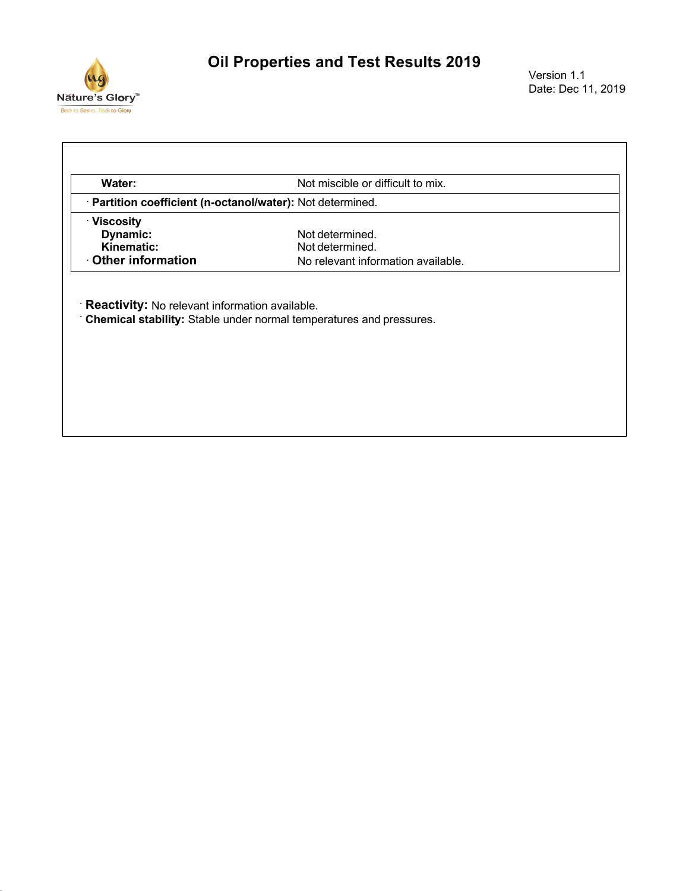| | |
|---|---|
| **Water:** | Not miscible or difficult to mix. |
| · **Partition coefficient (n-octanol/water):** | Not determined. |
| · **Viscosity** | |
| **Dynamic:** | Not determined. |
| **Kinematic:** | Not determined. |
| · **Other information** | No relevant information available. |

· **Reactivity:** No relevant information available.

· **Chemical stability:** Stable under normal temperatures and pressures.